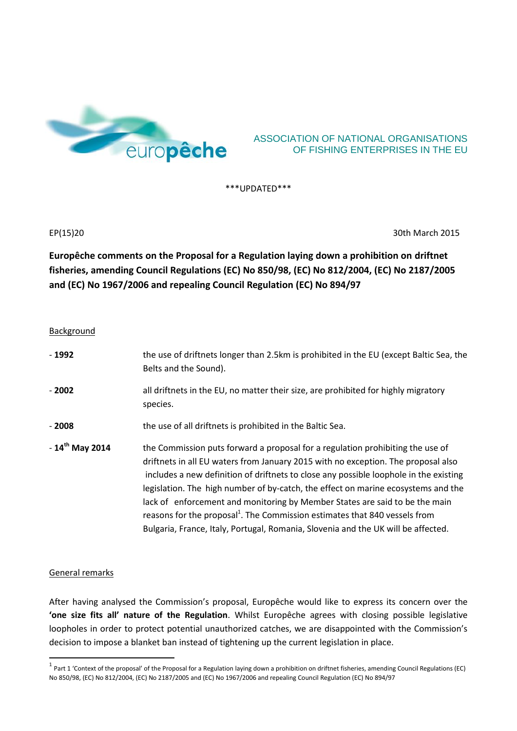ASSOCIATION OF NATIONAL ORGANISATIONS OF FISHING ENTERPRISES IN THE EU

\*\*\*UPDATED\*\*\*

EP(15)20

30th March 2015

# Europêche comments on the Proposal for a Regulation laying down a prohibition on driftnet fisheries, amending Council Regulations (EC) No 850/98, (EC) No 812/2004, (EC) No 2187/2005 and (EC) No 1967/2006 and repealing Council Regulation (EC) No 894/97

## Background

- **1992** the use of driftnets longer than 2.5km is prohibited in the EU (except Baltic Sea, the Belts and the Sound).
- **2002** all driftnets in the EU, no matter their size, are prohibited for highly migratory species.
- **2008** the use of all driftnets is prohibited in the Baltic Sea.
- **14th May 2014** the Commission puts forward a proposal for a regulation prohibiting the use of driftnets in all EU waters from January 2015 with no exception. The proposal also includes a new definition of driftnets to close any possible loophole in the existing legislation. The high number of by-catch, the effect on marine ecosystems and the lack of enforcement and monitoring by Member States are said to be the main reasons for the proposal[1]. The Commission estimates that 840 vessels from Bulgaria, France, Italy, Portugal, Romania, Slovenia and the UK will be affected.

## General remarks

After having analysed the Commission's proposal, Europêche would like to express its concern over the **'one size fits all' nature of the Regulation**. Whilst Europêche agrees with closing possible legislative loopholes in order to protect potential unauthorized catches, we are disappointed with the Commission's decision to impose a blanket ban instead of tightening up the current legislation in place.

[1] Part 1 'Context of the proposal' of the Proposal for a Regulation laying down a prohibition on driftnet fisheries, amending Council Regulations (EC) No 850/98, (EC) No 812/2004, (EC) No 2187/2005 and (EC) No 1967/2006 and repealing Council Regulation (EC) No 894/97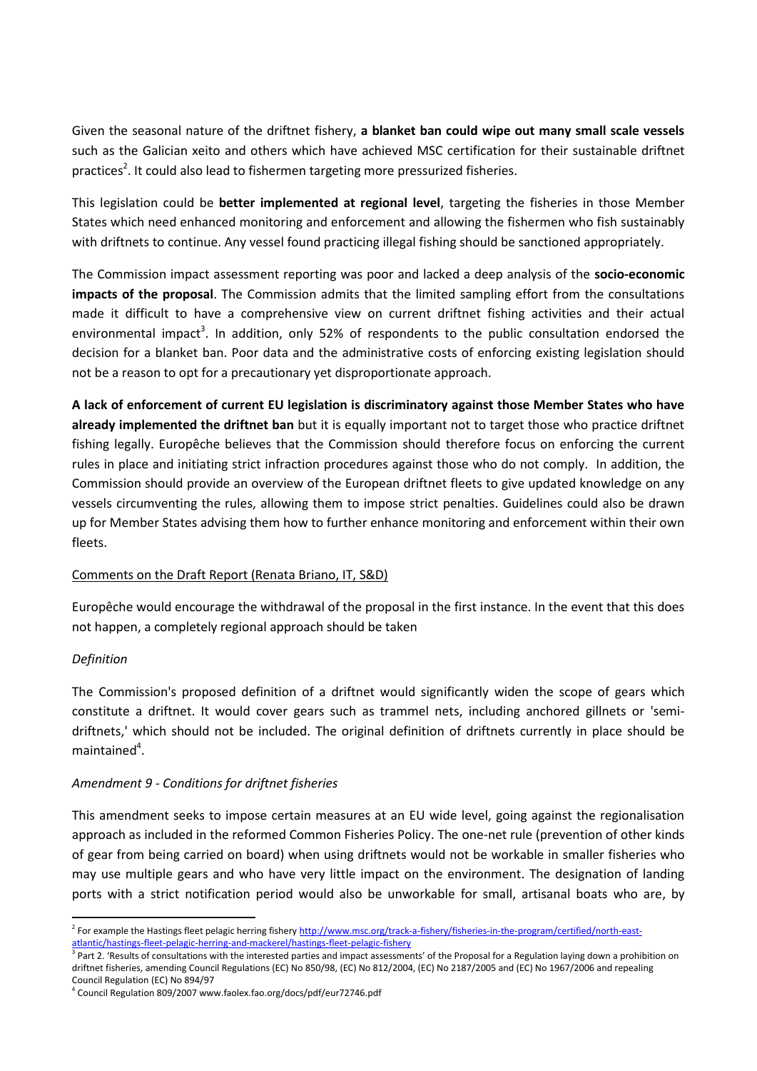Given the seasonal nature of the driftnet fishery, **a blanket ban could wipe out many small scale vessels** such as the Galician xeito and others which have achieved MSC certification for their sustainable driftnet practices[2]. It could also lead to fishermen targeting more pressurized fisheries.

This legislation could be **better implemented at regional level**, targeting the fisheries in those Member States which need enhanced monitoring and enforcement and allowing the fishermen who fish sustainably with driftnets to continue. Any vessel found practicing illegal fishing should be sanctioned appropriately.

The Commission impact assessment reporting was poor and lacked a deep analysis of the **socio-economic impacts of the proposal**. The Commission admits that the limited sampling effort from the consultations made it difficult to have a comprehensive view on current driftnet fishing activities and their actual environmental impact[3]. In addition, only 52% of respondents to the public consultation endorsed the decision for a blanket ban. Poor data and the administrative costs of enforcing existing legislation should not be a reason to opt for a precautionary yet disproportionate approach.

**A lack of enforcement of current EU legislation is discriminatory against those Member States who have already implemented the driftnet ban** but it is equally important not to target those who practice driftnet fishing legally. Europêche believes that the Commission should therefore focus on enforcing the current rules in place and initiating strict infraction procedures against those who do not comply. In addition, the Commission should provide an overview of the European driftnet fleets to give updated knowledge on any vessels circumventing the rules, allowing them to impose strict penalties. Guidelines could also be drawn up for Member States advising them how to further enhance monitoring and enforcement within their own fleets.

Comments on the Draft Report (Renata Briano, IT, S&D)

Europêche would encourage the withdrawal of the proposal in the first instance. In the event that this does not happen, a completely regional approach should be taken

*Definition*

The Commission's proposed definition of a driftnet would significantly widen the scope of gears which constitute a driftnet. It would cover gears such as trammel nets, including anchored gillnets or 'semi-driftnets,' which should not be included. The original definition of driftnets currently in place should be maintained[4].

*Amendment 9 - Conditions for driftnet fisheries*

This amendment seeks to impose certain measures at an EU wide level, going against the regionalisation approach as included in the reformed Common Fisheries Policy. The one-net rule (prevention of other kinds of gear from being carried on board) when using driftnets would not be workable in smaller fisheries who may use multiple gears and who have very little impact on the environment. The designation of landing ports with a strict notification period would also be unworkable for small, artisanal boats who are, by

---

[2] For example the Hastings fleet pelagic herring fishery http://www.msc.org/track-a-fishery/fisheries-in-the-program/certified/north-east-atlantic/hastings-fleet-pelagic-herring-and-mackerel/hastings-fleet-pelagic-fishery

[3] Part 2. 'Results of consultations with the interested parties and impact assessments' of the Proposal for a Regulation laying down a prohibition on driftnet fisheries, amending Council Regulations (EC) No 850/98, (EC) No 812/2004, (EC) No 2187/2005 and (EC) No 1967/2006 and repealing Council Regulation (EC) No 894/97

[4] Council Regulation 809/2007 www.faolex.fao.org/docs/pdf/eur72746.pdf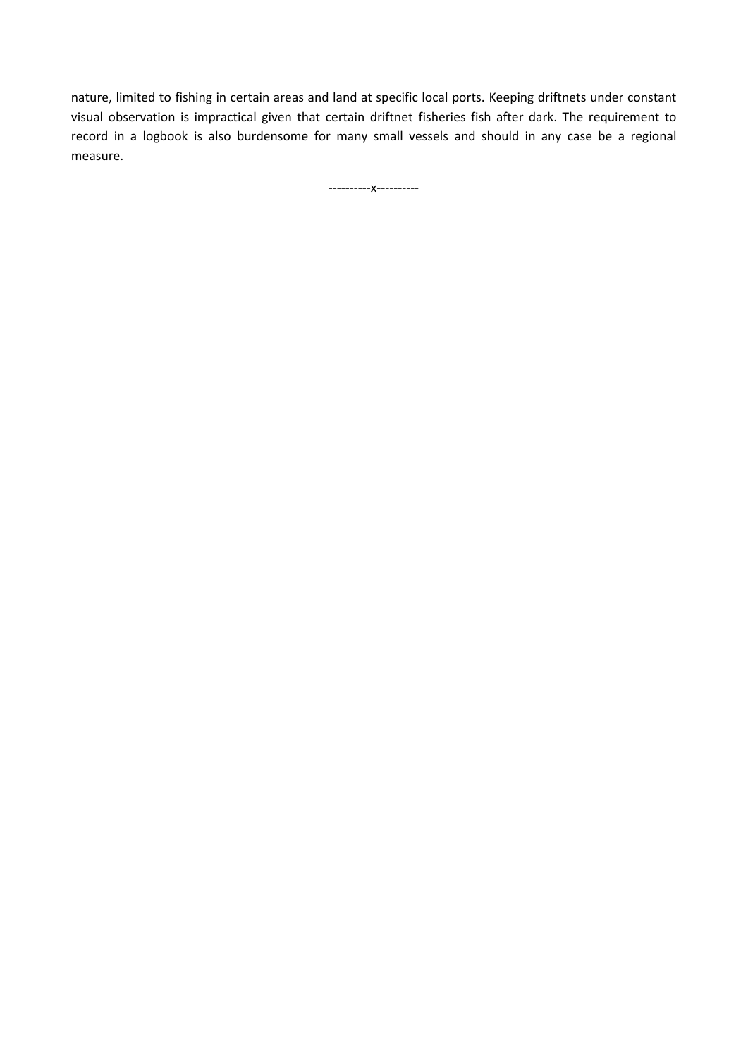nature, limited to fishing in certain areas and land at specific local ports. Keeping driftnets under constant visual observation is impractical given that certain driftnet fisheries fish after dark. The requirement to record in a logbook is also burdensome for many small vessels and should in any case be a regional measure.

----------x----------